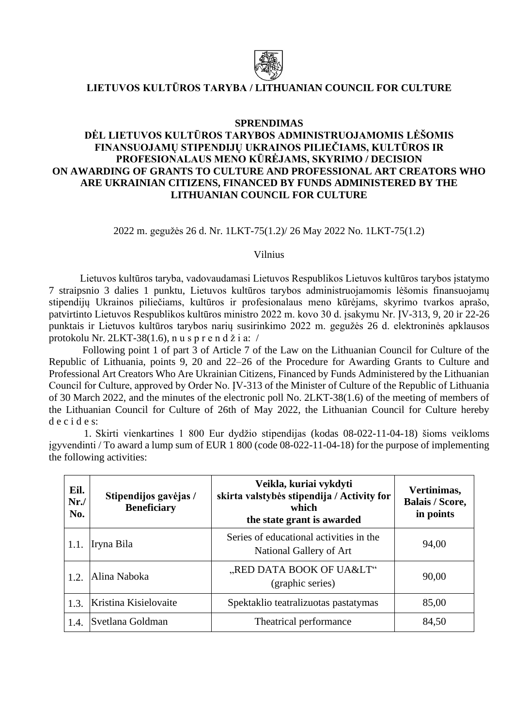**LIETUVOS KULTŪROS TARYBA / LITHUANIAN COUNCIL FOR CULTURE**

# SPRENDIMAS
# DĖL LIETUVOS KULTŪROS TARYBOS ADMINISTRUOJAMOMIS LĖŠOMIS FINANSUOJAMŲ STIPENDIJŲ UKRAINOS PILIEČIAMS, KULTŪROS IR PROFESIONALAUS MENO KŪRĖJAMS, SKYRIMO / DECISION ON AWARDING OF GRANTS TO CULTURE AND PROFESSIONAL ART CREATORS WHO ARE UKRAINIAN CITIZENS, FINANCED BY FUNDS ADMINISTERED BY THE LITHUANIAN COUNCIL FOR CULTURE

2022 m. gegužės 26 d. Nr. 1LKT-75(1.2)/ 26 May 2022 No. 1LKT-75(1.2)

Vilnius

Lietuvos kultūros taryba, vadovaudamasi Lietuvos Respublikos Lietuvos kultūros tarybos įstatymo 7 straipsnio 3 dalies 1 punktu, Lietuvos kultūros tarybos administruojamomis lėšomis finansuojamų stipendijų Ukrainos piliečiams, kultūros ir profesionalaus meno kūrėjams, skyrimo tvarkos aprašo, patvirtinto Lietuvos Respublikos kultūros ministro 2022 m. kovo 30 d. įsakymu Nr. ĮV-313, 9, 20 ir 22-26 punktais ir Lietuvos kultūros tarybos narių susirinkimo 2022 m. gegužės 26 d. elektroninės apklausos protokolu Nr. 2LKT-38(1.6), n u s p r e n d ž i a: /

Following point 1 of part 3 of Article 7 of the Law on the Lithuanian Council for Culture of the Republic of Lithuania, points 9, 20 and 22–26 of the Procedure for Awarding Grants to Culture and Professional Art Creators Who Are Ukrainian Citizens, Financed by Funds Administered by the Lithuanian Council for Culture, approved by Order No. ĮV-313 of the Minister of Culture of the Republic of Lithuania of 30 March 2022, and the minutes of the electronic poll No. 2LKT-38(1.6) of the meeting of members of the Lithuanian Council for Culture of 26th of May 2022, the Lithuanian Council for Culture hereby d e c i d e s:

1. Skirti vienkartines 1 800 Eur dydžio stipendijas (kodas 08-022-11-04-18) šioms veikloms įgyvendinti / To award a lump sum of EUR 1 800 (code 08-022-11-04-18) for the purpose of implementing the following activities:

| Eil. Nr./ No. | Stipendijos gavėjas / Beneficiary | Veikla, kuriai vykdyti skirta valstybės stipendija / Activity for which the state grant is awarded | Vertinimas, Balais / Score, in points |
|---|---|---|---|
| 1.1. | Iryna Bila | Series of educational activities in the National Gallery of Art | 94,00 |
| 1.2. | Alina Naboka | „RED DATA BOOK OF UA&LT“ (graphic series) | 90,00 |
| 1.3. | Kristina Kisielovaite | Spektaklio teatralizuotas pastatymas | 85,00 |
| 1.4. | Svetlana Goldman | Theatrical performance | 84,50 |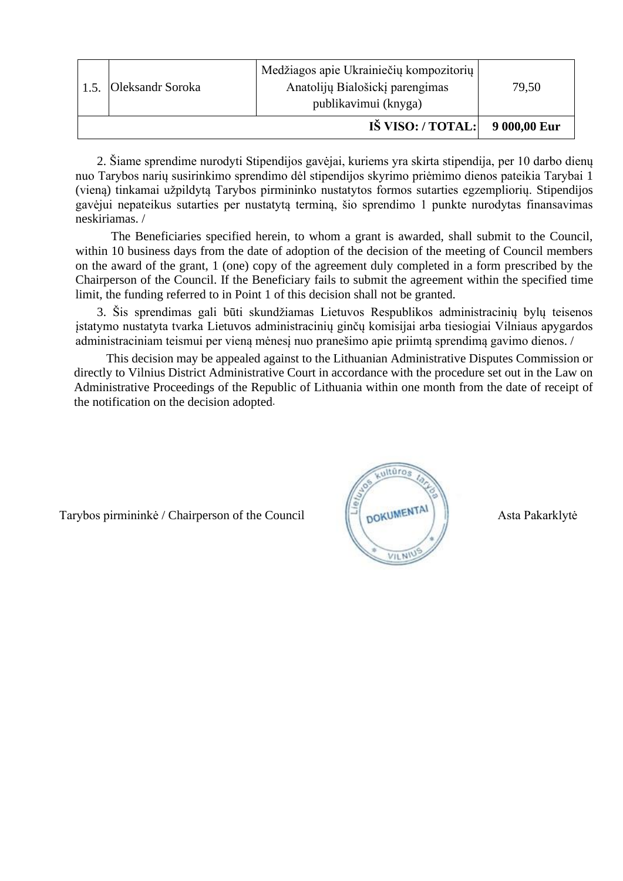| | | | |
|---|---|---|---|
| 1.5. | Oleksandr Soroka | Medžiagos apie Ukrainiečių kompozitorių Anatolijų Bialošickį parengimas publikavimui (knyga) | 79,50 |
| | | **IŠ VISO: / TOTAL:** | **9 000,00 Eur** |

2. Šiame sprendime nurodyti Stipendijos gavėjai, kuriems yra skirta stipendija, per 10 darbo dienų nuo Tarybos narių susirinkimo sprendimo dėl stipendijos skyrimo priėmimo dienos pateikia Tarybai 1 (vieną) tinkamai užpildytą Tarybos pirmininko nustatytos formos sutarties egzempliorių. Stipendijos gavėjui nepateikus sutarties per nustatytą terminą, šio sprendimo 1 punkte nurodytas finansavimas neskiriamas. /

The Beneficiaries specified herein, to whom a grant is awarded, shall submit to the Council, within 10 business days from the date of adoption of the decision of the meeting of Council members on the award of the grant, 1 (one) copy of the agreement duly completed in a form prescribed by the Chairperson of the Council. If the Beneficiary fails to submit the agreement within the specified time limit, the funding referred to in Point 1 of this decision shall not be granted.

3. Šis sprendimas gali būti skundžiamas Lietuvos Respublikos administracinių bylų teisenos įstatymo nustatyta tvarka Lietuvos administracinių ginčų komisijai arba tiesiogiai Vilniaus apygardos administraciniam teismui per vieną mėnesį nuo pranešimo apie priimtą sprendimą gavimo dienos. /

This decision may be appealed against to the Lithuanian Administrative Disputes Commission or directly to Vilnius District Administrative Court in accordance with the procedure set out in the Law on Administrative Proceedings of the Republic of Lithuania within one month from the date of receipt of the notification on the decision adopted.

Tarybos pirmininkė / Chairperson of the Council — Lietuvos kultūros taryba DOKUMENTAI VILNIUS — Asta Pakarklytė